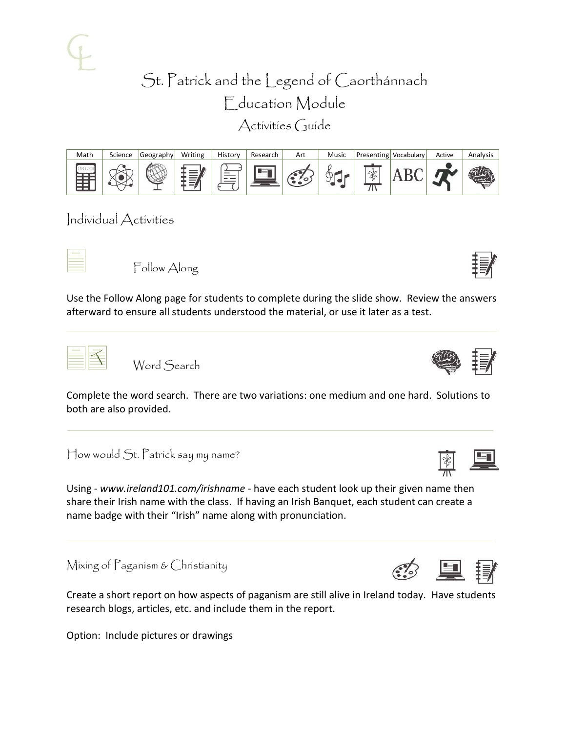# St. Patrick and the Legend of Caorthánnach
## Education Module
### Activities Guide

| Math | Science | Geography | Writing | History | Research | Art | Music | Presenting | Vocabulary | Active | Analysis |
|---|---|---|---|---|---|---|---|---|---|---|---|
| | | | | | | | | | ABC | | |

## Individual Activities

### Follow Along

Use the Follow Along page for students to complete during the slide show. Review the answers afterward to ensure all students understood the material, or use it later as a test.

---

### Word Search

Complete the word search. There are two variations: one medium and one hard. Solutions to both are also provided.

---

### How would St. Patrick say my name?

Using - *www.ireland101.com/irishname* - have each student look up their given name then share their Irish name with the class. If having an Irish Banquet, each student can create a name badge with their "Irish" name along with pronunciation.

---

### Mixing of Paganism & Christianity

Create a short report on how aspects of paganism are still alive in Ireland today. Have students research blogs, articles, etc. and include them in the report.

Option: Include pictures or drawings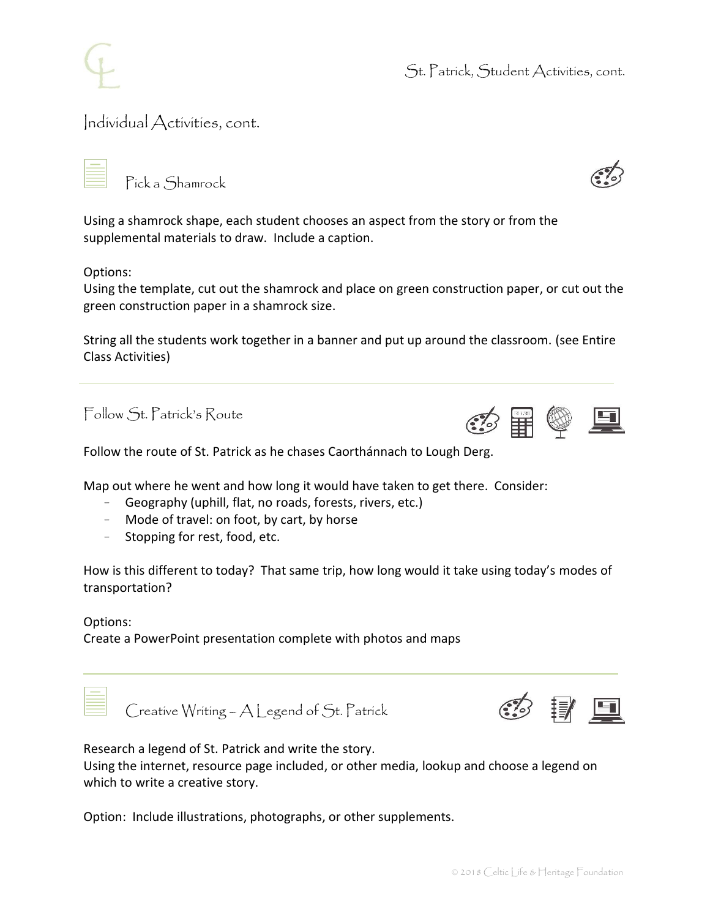## Individual Activities, cont.

### Pick a Shamrock

Using a shamrock shape, each student chooses an aspect from the story or from the supplemental materials to draw. Include a caption.

Options:
Using the template, cut out the shamrock and place on green construction paper, or cut out the green construction paper in a shamrock size.

String all the students work together in a banner and put up around the classroom. (see Entire Class Activities)

---

### Follow St. Patrick's Route

Follow the route of St. Patrick as he chases Caorthánnach to Lough Derg.

Map out where he went and how long it would have taken to get there. Consider:

- Geography (uphill, flat, no roads, forests, rivers, etc.)
- Mode of travel: on foot, by cart, by horse
- Stopping for rest, food, etc.

How is this different to today? That same trip, how long would it take using today's modes of transportation?

Options:
Create a PowerPoint presentation complete with photos and maps

---

### Creative Writing – A Legend of St. Patrick

Research a legend of St. Patrick and write the story.
Using the internet, resource page included, or other media, lookup and choose a legend on which to write a creative story.

Option: Include illustrations, photographs, or other supplements.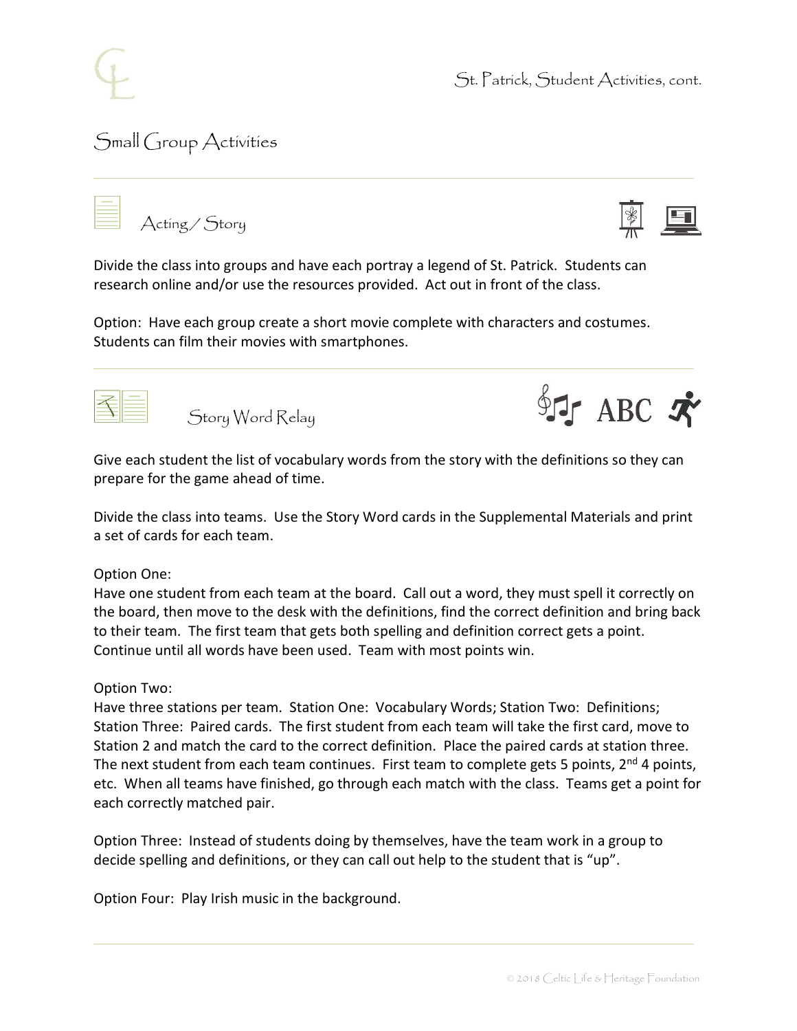## Small Group Activities

### Acting / Story

Divide the class into groups and have each portray a legend of St. Patrick. Students can research online and/or use the resources provided. Act out in front of the class.

Option: Have each group create a short movie complete with characters and costumes. Students can film their movies with smartphones.

### Story Word Relay

Give each student the list of vocabulary words from the story with the definitions so they can prepare for the game ahead of time.

Divide the class into teams. Use the Story Word cards in the Supplemental Materials and print a set of cards for each team.

Option One:
Have one student from each team at the board. Call out a word, they must spell it correctly on the board, then move to the desk with the definitions, find the correct definition and bring back to their team. The first team that gets both spelling and definition correct gets a point. Continue until all words have been used. Team with most points win.

Option Two:
Have three stations per team. Station One: Vocabulary Words; Station Two: Definitions; Station Three: Paired cards. The first student from each team will take the first card, move to Station 2 and match the card to the correct definition. Place the paired cards at station three. The next student from each team continues. First team to complete gets 5 points, 2nd 4 points, etc. When all teams have finished, go through each match with the class. Teams get a point for each correctly matched pair.

Option Three: Instead of students doing by themselves, have the team work in a group to decide spelling and definitions, or they can call out help to the student that is "up".

Option Four: Play Irish music in the background.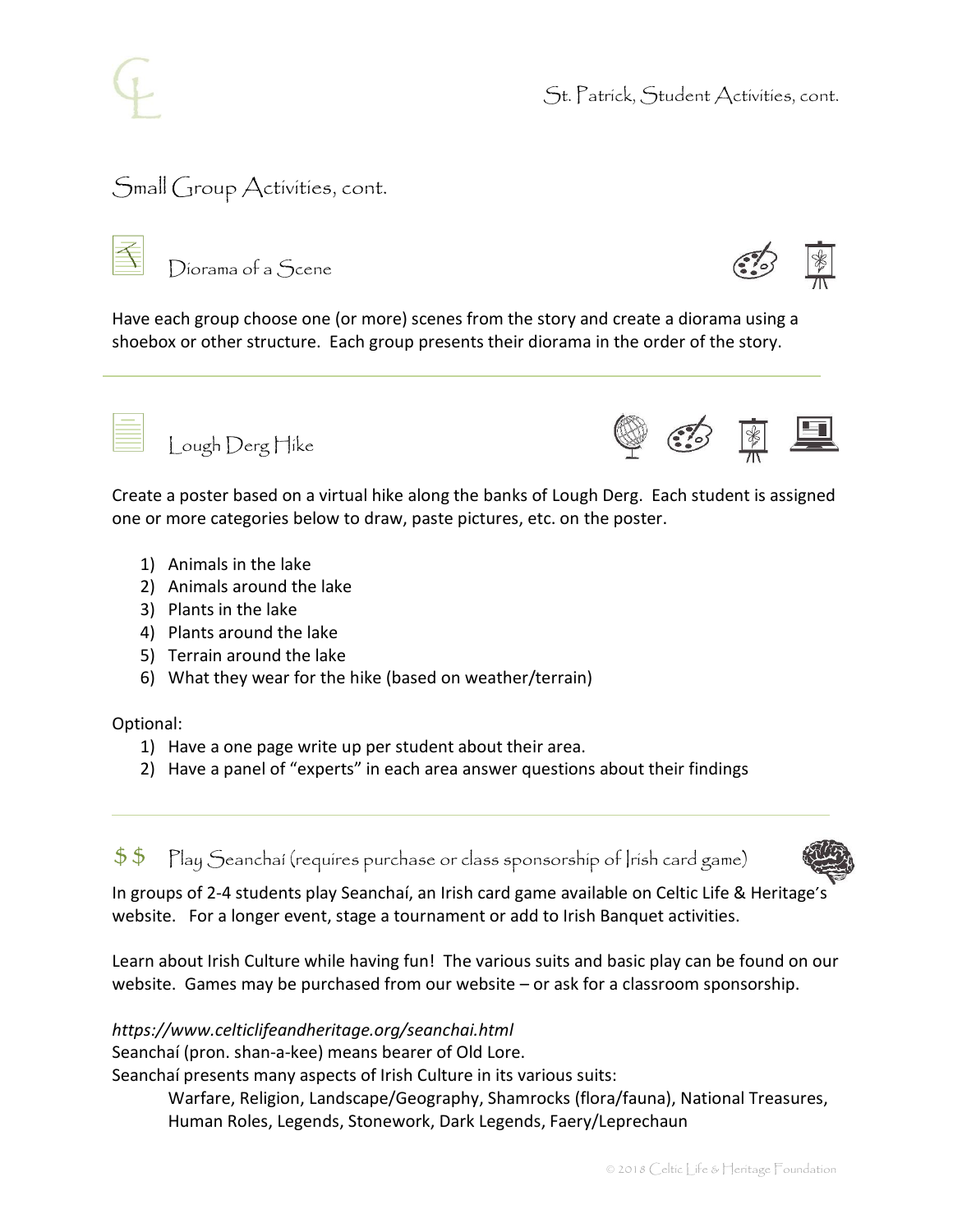## Small Group Activities, cont.

### Diorama of a Scene

Have each group choose one (or more) scenes from the story and create a diorama using a shoebox or other structure. Each group presents their diorama in the order of the story.

---

### Lough Derg Hike

Create a poster based on a virtual hike along the banks of Lough Derg. Each student is assigned one or more categories below to draw, paste pictures, etc. on the poster.

1) Animals in the lake
2) Animals around the lake
3) Plants in the lake
4) Plants around the lake
5) Terrain around the lake
6) What they wear for the hike (based on weather/terrain)

Optional:

1) Have a one page write up per student about their area.
2) Have a panel of "experts" in each area answer questions about their findings

---

### $$ Play Seanchaí (requires purchase or class sponsorship of Irish card game)

In groups of 2-4 students play Seanchaí, an Irish card game available on Celtic Life & Heritage's website. For a longer event, stage a tournament or add to Irish Banquet activities.

Learn about Irish Culture while having fun! The various suits and basic play can be found on our website. Games may be purchased from our website – or ask for a classroom sponsorship.

*https://www.celticlifeandheritage.org/seanchai.html*
Seanchaí (pron. shan-a-kee) means bearer of Old Lore.
Seanchaí presents many aspects of Irish Culture in its various suits:

Warfare, Religion, Landscape/Geography, Shamrocks (flora/fauna), National Treasures, Human Roles, Legends, Stonework, Dark Legends, Faery/Leprechaun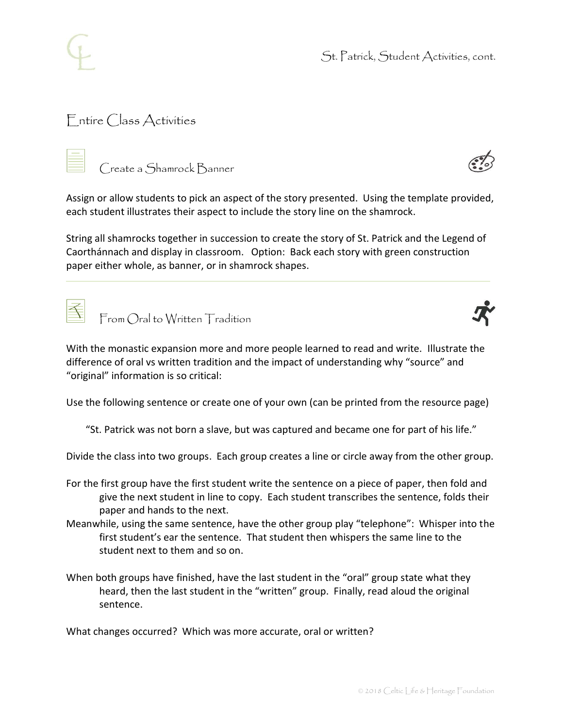## Entire Class Activities

### Create a Shamrock Banner

Assign or allow students to pick an aspect of the story presented. Using the template provided, each student illustrates their aspect to include the story line on the shamrock.

String all shamrocks together in succession to create the story of St. Patrick and the Legend of Caorthánnach and display in classroom. Option: Back each story with green construction paper either whole, as banner, or in shamrock shapes.

---

### From Oral to Written Tradition

With the monastic expansion more and more people learned to read and write. Illustrate the difference of oral vs written tradition and the impact of understanding why "source" and "original" information is so critical:

Use the following sentence or create one of your own (can be printed from the resource page)

> "St. Patrick was not born a slave, but was captured and became one for part of his life."

Divide the class into two groups. Each group creates a line or circle away from the other group.

For the first group have the first student write the sentence on a piece of paper, then fold and give the next student in line to copy. Each student transcribes the sentence, folds their paper and hands to the next.

Meanwhile, using the same sentence, have the other group play "telephone": Whisper into the first student's ear the sentence. That student then whispers the same line to the student next to them and so on.

When both groups have finished, have the last student in the "oral" group state what they heard, then the last student in the "written" group. Finally, read aloud the original sentence.

What changes occurred? Which was more accurate, oral or written?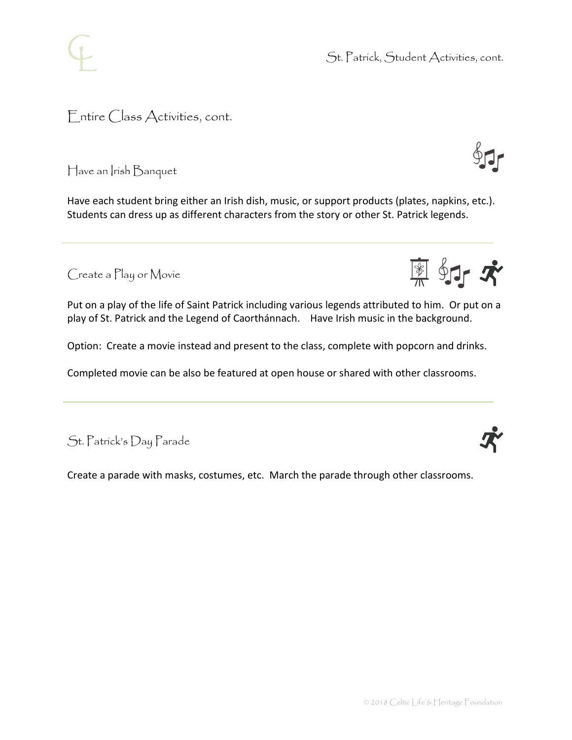## Entire Class Activities, cont.

### Have an Irish Banquet

Have each student bring either an Irish dish, music, or support products (plates, napkins, etc.). Students can dress up as different characters from the story or other St. Patrick legends.

### Create a Play or Movie

Put on a play of the life of Saint Patrick including various legends attributed to him. Or put on a play of St. Patrick and the Legend of Caorthánnach. Have Irish music in the background.

Option: Create a movie instead and present to the class, complete with popcorn and drinks.

Completed movie can be also be featured at open house or shared with other classrooms.

### St. Patrick's Day Parade

Create a parade with masks, costumes, etc. March the parade through other classrooms.